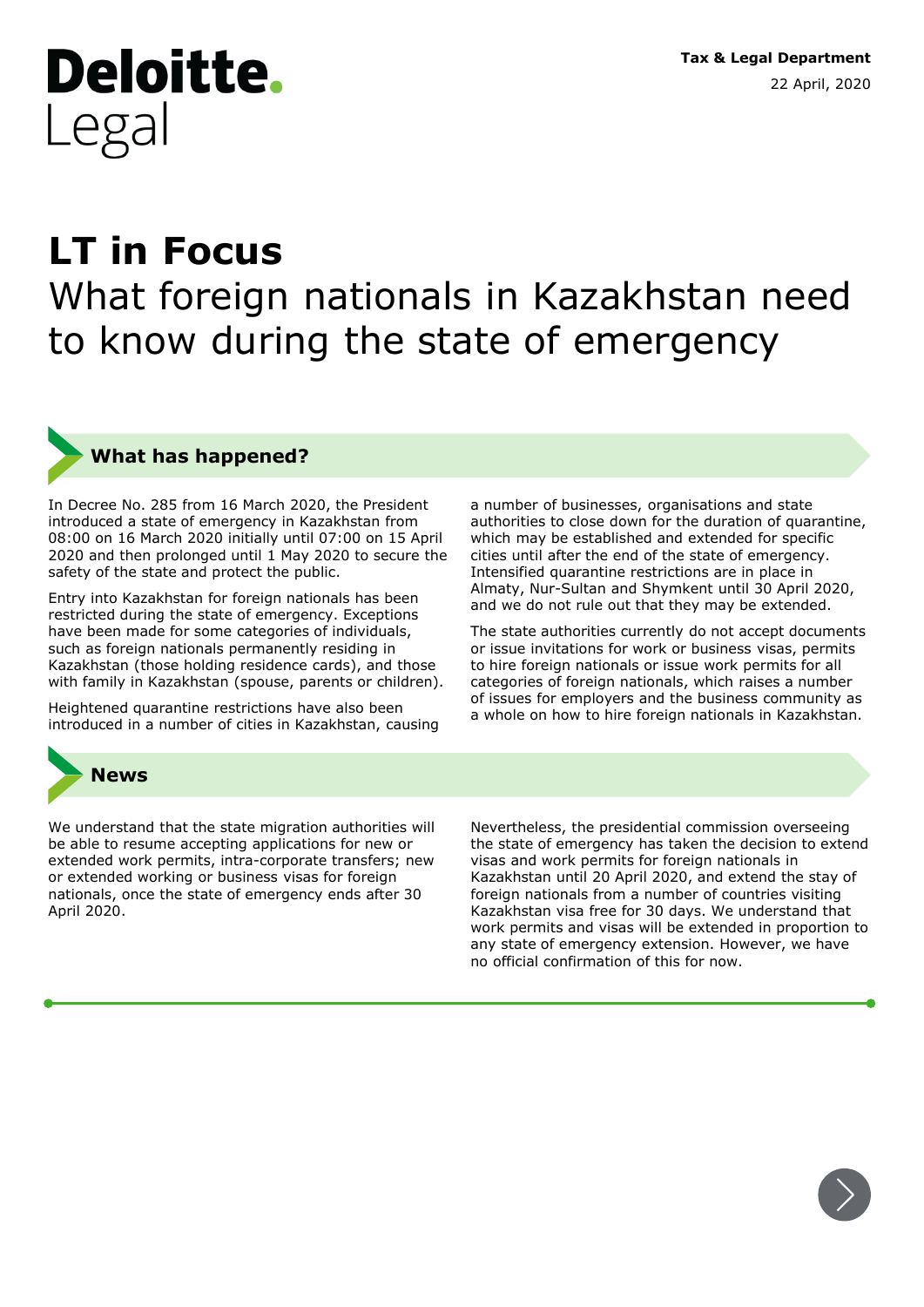Deloitte. Legal

**Tax & Legal Department**

22 April, 2020

# LT in Focus

## What foreign nationals in Kazakhstan need to know during the state of emergency

### What has happened?

In Decree No. 285 from 16 March 2020, the President introduced a state of emergency in Kazakhstan from 08:00 on 16 March 2020 initially until 07:00 on 15 April 2020 and then prolonged until 1 May 2020 to secure the safety of the state and protect the public.

Entry into Kazakhstan for foreign nationals has been restricted during the state of emergency. Exceptions have been made for some categories of individuals, such as foreign nationals permanently residing in Kazakhstan (those holding residence cards), and those with family in Kazakhstan (spouse, parents or children).

Heightened quarantine restrictions have also been introduced in a number of cities in Kazakhstan, causing a number of businesses, organisations and state authorities to close down for the duration of quarantine, which may be established and extended for specific cities until after the end of the state of emergency. Intensified quarantine restrictions are in place in Almaty, Nur-Sultan and Shymkent until 30 April 2020, and we do not rule out that they may be extended.

The state authorities currently do not accept documents or issue invitations for work or business visas, permits to hire foreign nationals or issue work permits for all categories of foreign nationals, which raises a number of issues for employers and the business community as a whole on how to hire foreign nationals in Kazakhstan.

### News

We understand that the state migration authorities will be able to resume accepting applications for new or extended work permits, intra-corporate transfers; new or extended working or business visas for foreign nationals, once the state of emergency ends after 30 April 2020.

Nevertheless, the presidential commission overseeing the state of emergency has taken the decision to extend visas and work permits for foreign nationals in Kazakhstan until 20 April 2020, and extend the stay of foreign nationals from a number of countries visiting Kazakhstan visa free for 30 days. We understand that work permits and visas will be extended in proportion to any state of emergency extension. However, we have no official confirmation of this for now.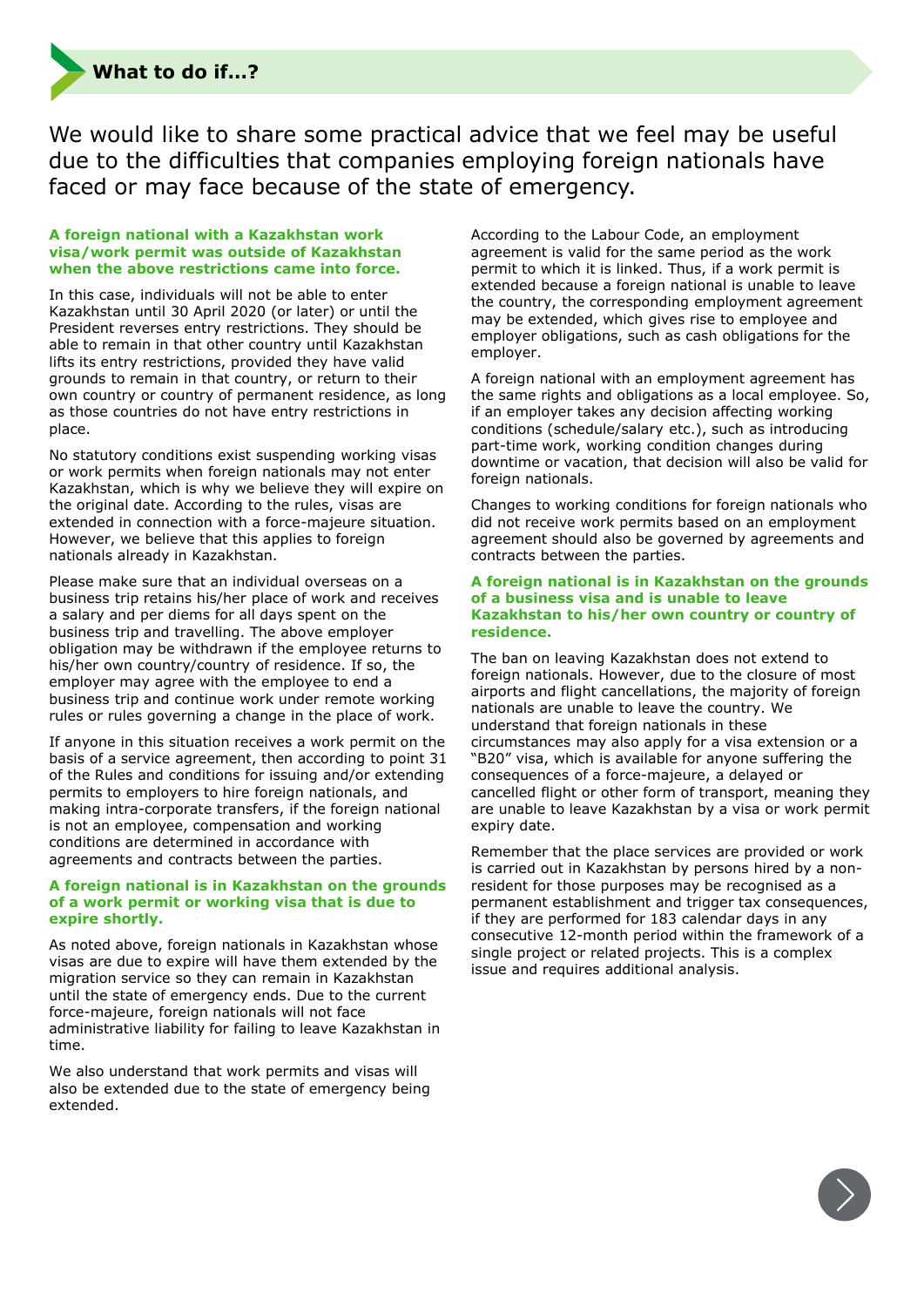## What to do if...?

We would like to share some practical advice that we feel may be useful due to the difficulties that companies employing foreign nationals have faced or may face because of the state of emergency.

### A foreign national with a Kazakhstan work visa/work permit was outside of Kazakhstan when the above restrictions came into force.

In this case, individuals will not be able to enter Kazakhstan until 30 April 2020 (or later) or until the President reverses entry restrictions. They should be able to remain in that other country until Kazakhstan lifts its entry restrictions, provided they have valid grounds to remain in that country, or return to their own country or country of permanent residence, as long as those countries do not have entry restrictions in place.

No statutory conditions exist suspending working visas or work permits when foreign nationals may not enter Kazakhstan, which is why we believe they will expire on the original date. According to the rules, visas are extended in connection with a force-majeure situation. However, we believe that this applies to foreign nationals already in Kazakhstan.

Please make sure that an individual overseas on a business trip retains his/her place of work and receives a salary and per diems for all days spent on the business trip and travelling. The above employer obligation may be withdrawn if the employee returns to his/her own country/country of residence. If so, the employer may agree with the employee to end a business trip and continue work under remote working rules or rules governing a change in the place of work.

If anyone in this situation receives a work permit on the basis of a service agreement, then according to point 31 of the Rules and conditions for issuing and/or extending permits to employers to hire foreign nationals, and making intra-corporate transfers, if the foreign national is not an employee, compensation and working conditions are determined in accordance with agreements and contracts between the parties.

### A foreign national is in Kazakhstan on the grounds of a work permit or working visa that is due to expire shortly.

As noted above, foreign nationals in Kazakhstan whose visas are due to expire will have them extended by the migration service so they can remain in Kazakhstan until the state of emergency ends. Due to the current force-majeure, foreign nationals will not face administrative liability for failing to leave Kazakhstan in time.

We also understand that work permits and visas will also be extended due to the state of emergency being extended.

According to the Labour Code, an employment agreement is valid for the same period as the work permit to which it is linked. Thus, if a work permit is extended because a foreign national is unable to leave the country, the corresponding employment agreement may be extended, which gives rise to employee and employer obligations, such as cash obligations for the employer.

A foreign national with an employment agreement has the same rights and obligations as a local employee. So, if an employer takes any decision affecting working conditions (schedule/salary etc.), such as introducing part-time work, working condition changes during downtime or vacation, that decision will also be valid for foreign nationals.

Changes to working conditions for foreign nationals who did not receive work permits based on an employment agreement should also be governed by agreements and contracts between the parties.

### A foreign national is in Kazakhstan on the grounds of a business visa and is unable to leave Kazakhstan to his/her own country or country of residence.

The ban on leaving Kazakhstan does not extend to foreign nationals. However, due to the closure of most airports and flight cancellations, the majority of foreign nationals are unable to leave the country. We understand that foreign nationals in these circumstances may also apply for a visa extension or a “B20” visa, which is available for anyone suffering the consequences of a force-majeure, a delayed or cancelled flight or other form of transport, meaning they are unable to leave Kazakhstan by a visa or work permit expiry date.

Remember that the place services are provided or work is carried out in Kazakhstan by persons hired by a non-resident for those purposes may be recognised as a permanent establishment and trigger tax consequences, if they are performed for 183 calendar days in any consecutive 12-month period within the framework of a single project or related projects. This is a complex issue and requires additional analysis.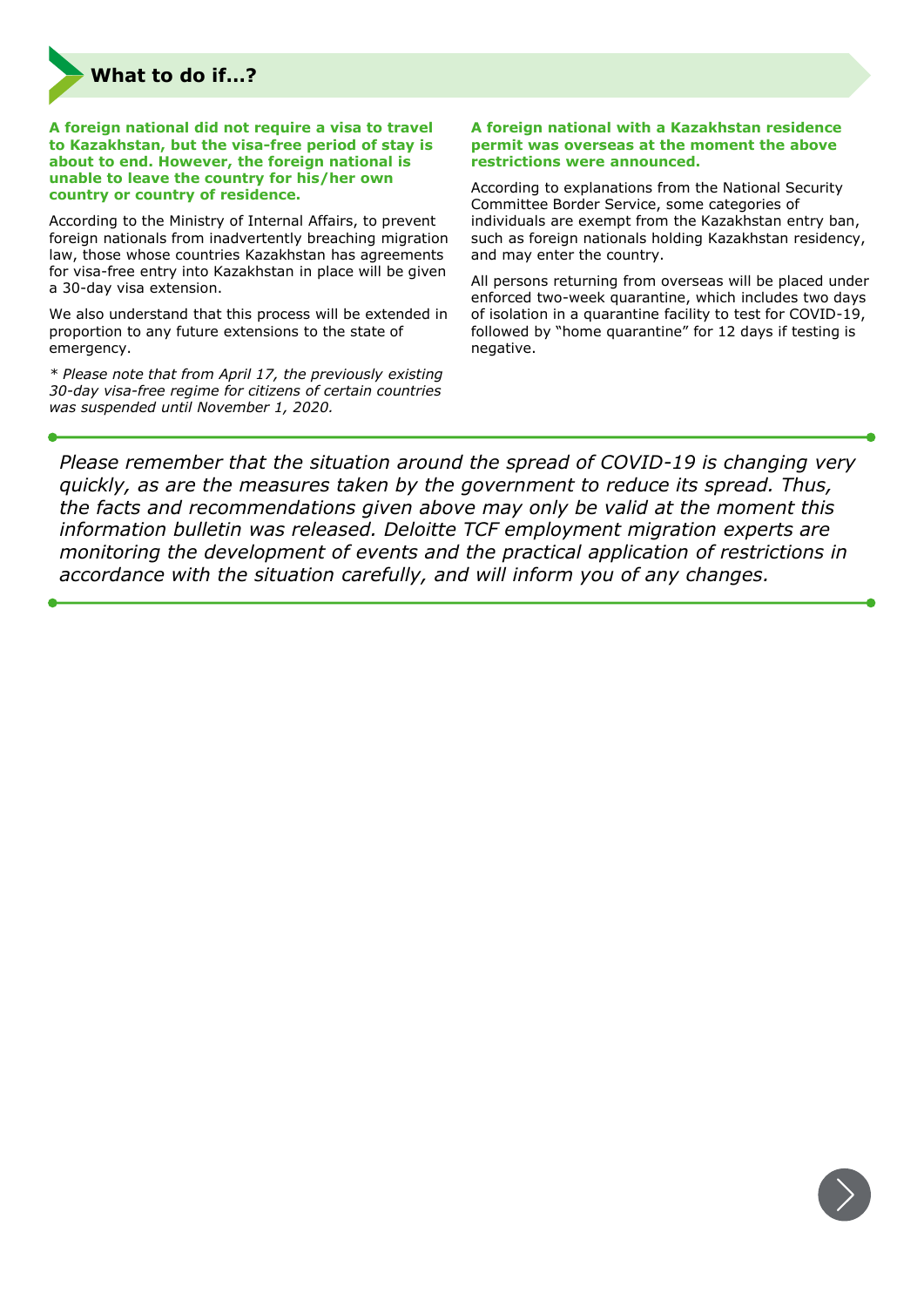## What to do if...?

**A foreign national did not require a visa to travel to Kazakhstan, but the visa-free period of stay is about to end. However, the foreign national is unable to leave the country for his/her own country or country of residence.**

According to the Ministry of Internal Affairs, to prevent foreign nationals from inadvertently breaching migration law, those whose countries Kazakhstan has agreements for visa-free entry into Kazakhstan in place will be given a 30-day visa extension.

We also understand that this process will be extended in proportion to any future extensions to the state of emergency.

*\* Please note that from April 17, the previously existing 30-day visa-free regime for citizens of certain countries was suspended until November 1, 2020.*

**A foreign national with a Kazakhstan residence permit was overseas at the moment the above restrictions were announced.**

According to explanations from the National Security Committee Border Service, some categories of individuals are exempt from the Kazakhstan entry ban, such as foreign nationals holding Kazakhstan residency, and may enter the country.

All persons returning from overseas will be placed under enforced two-week quarantine, which includes two days of isolation in a quarantine facility to test for COVID-19, followed by "home quarantine" for 12 days if testing is negative.

---

*Please remember that the situation around the spread of COVID-19 is changing very quickly, as are the measures taken by the government to reduce its spread. Thus, the facts and recommendations given above may only be valid at the moment this information bulletin was released. Deloitte TCF employment migration experts are monitoring the development of events and the practical application of restrictions in accordance with the situation carefully, and will inform you of any changes.*

---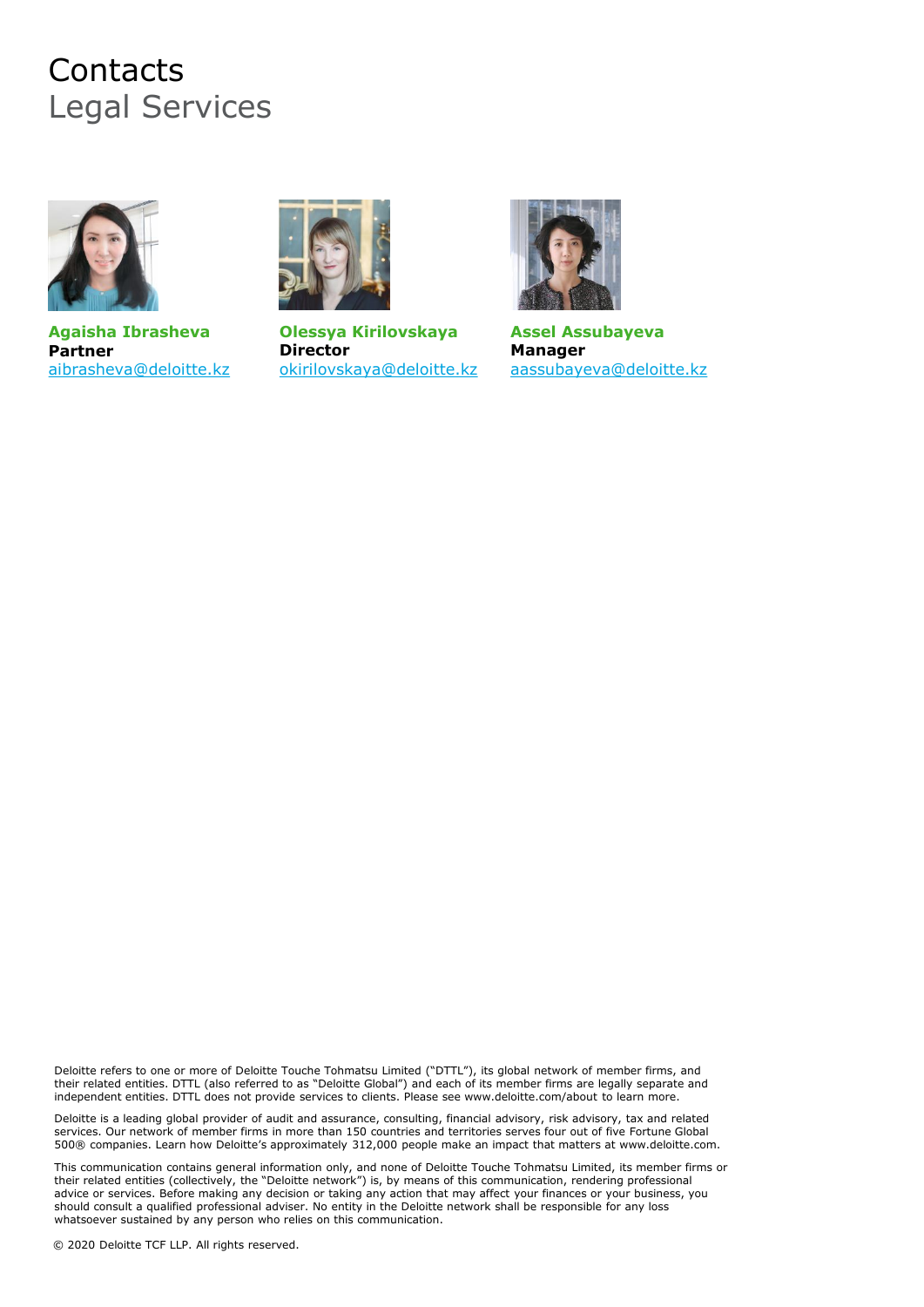# Contacts
## Legal Services

**Agaisha Ibrasheva**
**Partner**
aibrasheva@deloitte.kz

**Olessya Kirilovskaya**
**Director**
okirilovskaya@deloitte.kz

**Assel Assubayeva**
**Manager**
aassubayeva@deloitte.kz

Deloitte refers to one or more of Deloitte Touche Tohmatsu Limited ("DTTL"), its global network of member firms, and their related entities. DTTL (also referred to as "Deloitte Global") and each of its member firms are legally separate and independent entities. DTTL does not provide services to clients. Please see www.deloitte.com/about to learn more.

Deloitte is a leading global provider of audit and assurance, consulting, financial advisory, risk advisory, tax and related services. Our network of member firms in more than 150 countries and territories serves four out of five Fortune Global 500® companies. Learn how Deloitte's approximately 312,000 people make an impact that matters at www.deloitte.com.

This communication contains general information only, and none of Deloitte Touche Tohmatsu Limited, its member firms or their related entities (collectively, the "Deloitte network") is, by means of this communication, rendering professional advice or services. Before making any decision or taking any action that may affect your finances or your business, you should consult a qualified professional adviser. No entity in the Deloitte network shall be responsible for any loss whatsoever sustained by any person who relies on this communication.

© 2020 Deloitte TCF LLP. All rights reserved.